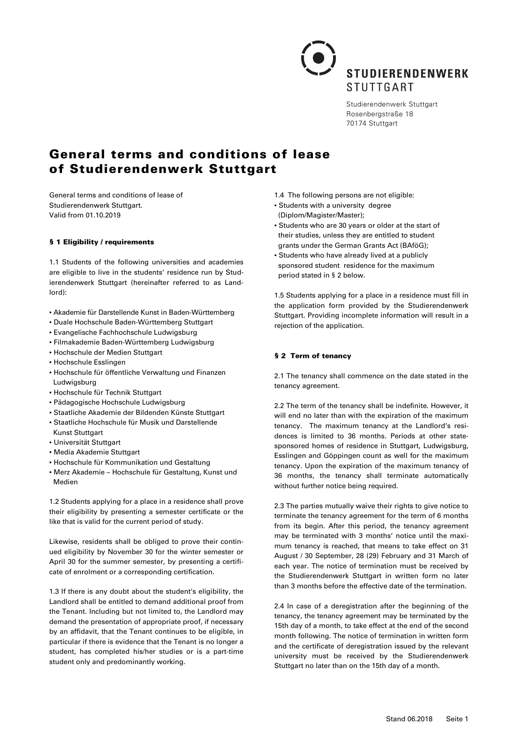STUDIERENDENWERK STUTTGART

Studierendenwerk Stuttgart
Rosenbergstraße 18
70174 Stuttgart

# General terms and conditions of lease of Studierendenwerk Stuttgart

General terms and conditions of lease of Studierendenwerk Stuttgart.
Valid from 01.10.2019

### § 1 Eligibility / requirements

1.1 Students of the following universities and academies are eligible to live in the students' residence run by Studierendenwerk Stuttgart (hereinafter referred to as Landlord):

- Akademie für Darstellende Kunst in Baden-Württemberg
- Duale Hochschule Baden-Württemberg Stuttgart
- Evangelische Fachhochschule Ludwigsburg
- Filmakademie Baden-Württemberg Ludwigsburg
- Hochschule der Medien Stuttgart
- Hochschule Esslingen
- Hochschule für öffentliche Verwaltung und Finanzen Ludwigsburg
- Hochschule für Technik Stuttgart
- Pädagogische Hochschule Ludwigsburg
- Staatliche Akademie der Bildenden Künste Stuttgart
- Staatliche Hochschule für Musik und Darstellende Kunst Stuttgart
- Universität Stuttgart
- Media Akademie Stuttgart
- Hochschule für Kommunikation und Gestaltung
- Merz Akademie – Hochschule für Gestaltung, Kunst und Medien

1.2 Students applying for a place in a residence shall prove their eligibility by presenting a semester certificate or the like that is valid for the current period of study.

Likewise, residents shall be obliged to prove their continued eligibility by November 30 for the winter semester or April 30 for the summer semester, by presenting a certificate of enrolment or a corresponding certification.

1.3 If there is any doubt about the student's eligibility, the Landlord shall be entitled to demand additional proof from the Tenant. Including but not limited to, the Landlord may demand the presentation of appropriate proof, if necessary by an affidavit, that the Tenant continues to be eligible, in particular if there is evidence that the Tenant is no longer a student, has completed his/her studies or is a part-time student only and predominantly working.

1.4 The following persons are not eligible:

- Students with a university degree (Diplom/Magister/Master);
- Students who are 30 years or older at the start of their studies, unless they are entitled to student grants under the German Grants Act (BAföG);
- Students who have already lived at a publicly sponsored student residence for the maximum period stated in § 2 below.

1.5 Students applying for a place in a residence must fill in the application form provided by the Studierendenwerk Stuttgart. Providing incomplete information will result in a rejection of the application.

### § 2 Term of tenancy

2.1 The tenancy shall commence on the date stated in the tenancy agreement.

2.2 The term of the tenancy shall be indefinite. However, it will end no later than with the expiration of the maximum tenancy. The maximum tenancy at the Landlord's residences is limited to 36 months. Periods at other state-sponsored homes of residence in Stuttgart, Ludwigsburg, Esslingen and Göppingen count as well for the maximum tenancy. Upon the expiration of the maximum tenancy of 36 months, the tenancy shall terminate automatically without further notice being required.

2.3 The parties mutually waive their rights to give notice to terminate the tenancy agreement for the term of 6 months from its begin. After this period, the tenancy agreement may be terminated with 3 months' notice until the maximum tenancy is reached, that means to take effect on 31 August / 30 September, 28 (29) February and 31 March of each year. The notice of termination must be received by the Studierendenwerk Stuttgart in written form no later than 3 months before the effective date of the termination.

2.4 In case of a deregistration after the beginning of the tenancy, the tenancy agreement may be terminated by the 15th day of a month, to take effect at the end of the second month following. The notice of termination in written form and the certificate of deregistration issued by the relevant university must be received by the Studierendenwerk Stuttgart no later than on the 15th day of a month.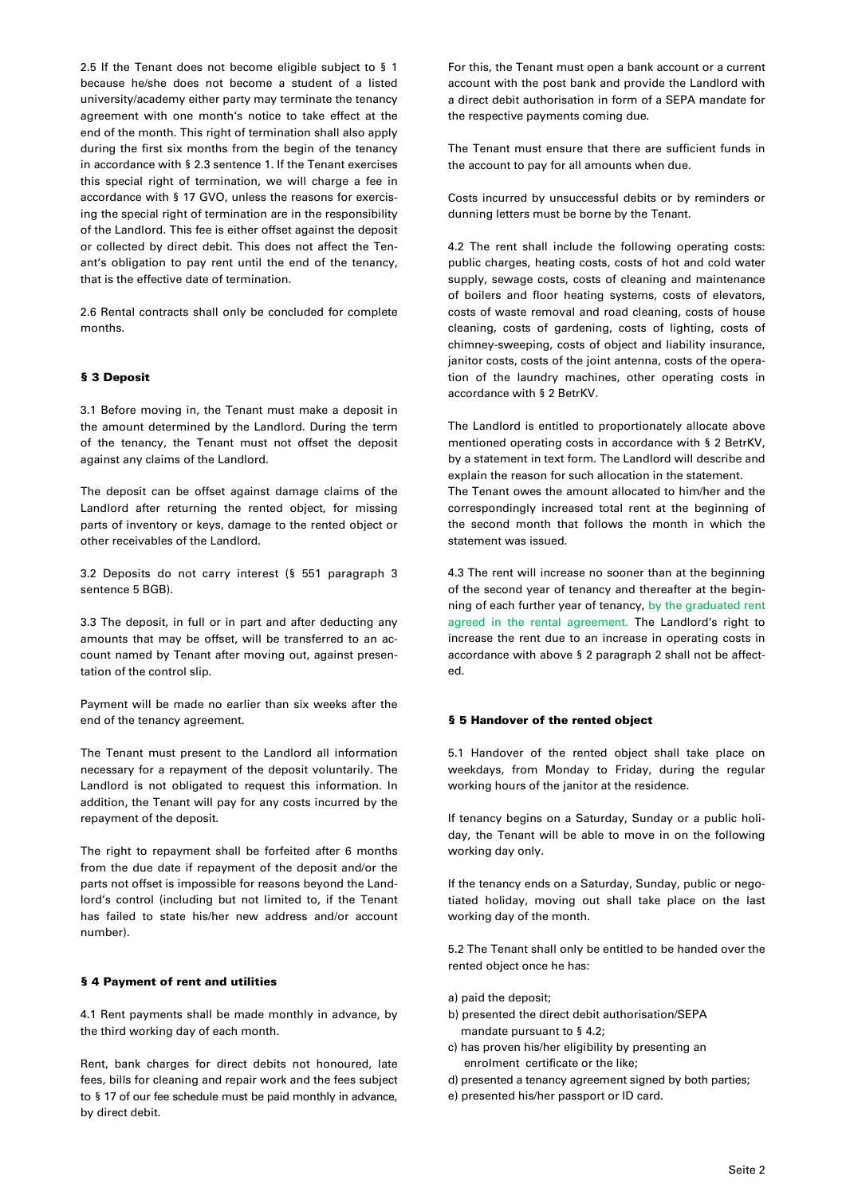2.5 If the Tenant does not become eligible subject to § 1 because he/she does not become a student of a listed university/academy either party may terminate the tenancy agreement with one month's notice to take effect at the end of the month. This right of termination shall also apply during the first six months from the begin of the tenancy in accordance with § 2.3 sentence 1. If the Tenant exercises this special right of termination, we will charge a fee in accordance with § 17 GVO, unless the reasons for exercising the special right of termination are in the responsibility of the Landlord. This fee is either offset against the deposit or collected by direct debit. This does not affect the Tenant's obligation to pay rent until the end of the tenancy, that is the effective date of termination.

2.6 Rental contracts shall only be concluded for complete months.

## § 3 Deposit

3.1 Before moving in, the Tenant must make a deposit in the amount determined by the Landlord. During the term of the tenancy, the Tenant must not offset the deposit against any claims of the Landlord.

The deposit can be offset against damage claims of the Landlord after returning the rented object, for missing parts of inventory or keys, damage to the rented object or other receivables of the Landlord.

3.2 Deposits do not carry interest (§ 551 paragraph 3 sentence 5 BGB).

3.3 The deposit, in full or in part and after deducting any amounts that may be offset, will be transferred to an account named by Tenant after moving out, against presentation of the control slip.

Payment will be made no earlier than six weeks after the end of the tenancy agreement.

The Tenant must present to the Landlord all information necessary for a repayment of the deposit voluntarily. The Landlord is not obligated to request this information. In addition, the Tenant will pay for any costs incurred by the repayment of the deposit.

The right to repayment shall be forfeited after 6 months from the due date if repayment of the deposit and/or the parts not offset is impossible for reasons beyond the Landlord's control (including but not limited to, if the Tenant has failed to state his/her new address and/or account number).

## § 4 Payment of rent and utilities

4.1 Rent payments shall be made monthly in advance, by the third working day of each month.

Rent, bank charges for direct debits not honoured, late fees, bills for cleaning and repair work and the fees subject to § 17 of our fee schedule must be paid monthly in advance, by direct debit.

For this, the Tenant must open a bank account or a current account with the post bank and provide the Landlord with a direct debit authorisation in form of a SEPA mandate for the respective payments coming due.

The Tenant must ensure that there are sufficient funds in the account to pay for all amounts when due.

Costs incurred by unsuccessful debits or by reminders or dunning letters must be borne by the Tenant.

4.2 The rent shall include the following operating costs: public charges, heating costs, costs of hot and cold water supply, sewage costs, costs of cleaning and maintenance of boilers and floor heating systems, costs of elevators, costs of waste removal and road cleaning, costs of house cleaning, costs of gardening, costs of lighting, costs of chimney-sweeping, costs of object and liability insurance, janitor costs, costs of the joint antenna, costs of the operation of the laundry machines, other operating costs in accordance with § 2 BetrKV.

The Landlord is entitled to proportionately allocate above mentioned operating costs in accordance with § 2 BetrKV, by a statement in text form. The Landlord will describe and explain the reason for such allocation in the statement.
The Tenant owes the amount allocated to him/her and the correspondingly increased total rent at the beginning of the second month that follows the month in which the statement was issued.

4.3 The rent will increase no sooner than at the beginning of the second year of tenancy and thereafter at the beginning of each further year of tenancy, by the graduated rent agreed in the rental agreement. The Landlord's right to increase the rent due to an increase in operating costs in accordance with above § 2 paragraph 2 shall not be affected.

## § 5 Handover of the rented object

5.1 Handover of the rented object shall take place on weekdays, from Monday to Friday, during the regular working hours of the janitor at the residence.

If tenancy begins on a Saturday, Sunday or a public holiday, the Tenant will be able to move in on the following working day only.

If the tenancy ends on a Saturday, Sunday, public or negotiated holiday, moving out shall take place on the last working day of the month.

5.2 The Tenant shall only be entitled to be handed over the rented object once he has:

a) paid the deposit;
b) presented the direct debit authorisation/SEPA mandate pursuant to § 4.2;
c) has proven his/her eligibility by presenting an enrolment certificate or the like;
d) presented a tenancy agreement signed by both parties;
e) presented his/her passport or ID card.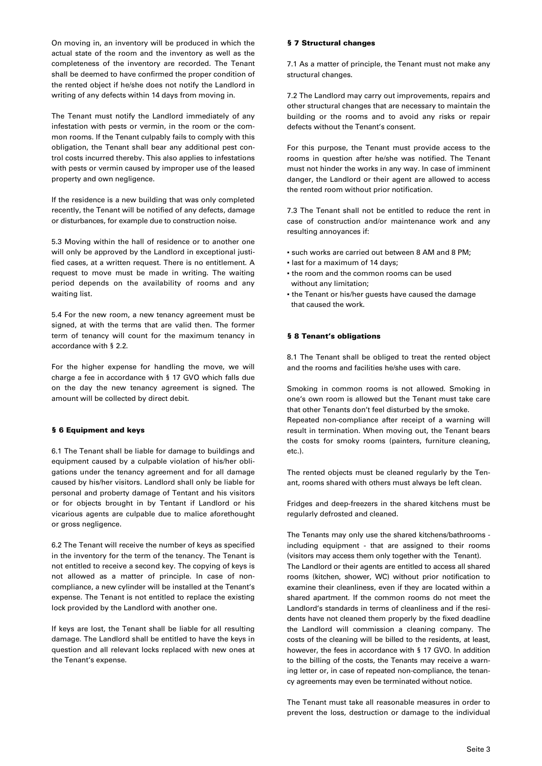On moving in, an inventory will be produced in which the actual state of the room and the inventory as well as the completeness of the inventory are recorded. The Tenant shall be deemed to have confirmed the proper condition of the rented object if he/she does not notify the Landlord in writing of any defects within 14 days from moving in.

The Tenant must notify the Landlord immediately of any infestation with pests or vermin, in the room or the common rooms. If the Tenant culpably fails to comply with this obligation, the Tenant shall bear any additional pest control costs incurred thereby. This also applies to infestations with pests or vermin caused by improper use of the leased property and own negligence.

If the residence is a new building that was only completed recently, the Tenant will be notified of any defects, damage or disturbances, for example due to construction noise.

5.3 Moving within the hall of residence or to another one will only be approved by the Landlord in exceptional justified cases, at a written request. There is no entitlement. A request to move must be made in writing. The waiting period depends on the availability of rooms and any waiting list.

5.4 For the new room, a new tenancy agreement must be signed, at with the terms that are valid then. The former term of tenancy will count for the maximum tenancy in accordance with § 2.2.

For the higher expense for handling the move, we will charge a fee in accordance with § 17 GVO which falls due on the day the new tenancy agreement is signed. The amount will be collected by direct debit.

### § 6 Equipment and keys

6.1 The Tenant shall be liable for damage to buildings and equipment caused by a culpable violation of his/her obligations under the tenancy agreement and for all damage caused by his/her visitors. Landlord shall only be liable for personal and proberty damage of Tentant and his visitors or for objects brought in by Tentant if Landlord or his vicarious agents are culpable due to malice aforethought or gross negligence.

6.2 The Tenant will receive the number of keys as specified in the inventory for the term of the tenancy. The Tenant is not entitled to receive a second key. The copying of keys is not allowed as a matter of principle. In case of non-compliance, a new cylinder will be installed at the Tenant's expense. The Tenant is not entitled to replace the existing lock provided by the Landlord with another one.

If keys are lost, the Tenant shall be liable for all resulting damage. The Landlord shall be entitled to have the keys in question and all relevant locks replaced with new ones at the Tenant's expense.

### § 7 Structural changes

7.1 As a matter of principle, the Tenant must not make any structural changes.

7.2 The Landlord may carry out improvements, repairs and other structural changes that are necessary to maintain the building or the rooms and to avoid any risks or repair defects without the Tenant's consent.

For this purpose, the Tenant must provide access to the rooms in question after he/she was notified. The Tenant must not hinder the works in any way. In case of imminent danger, the Landlord or their agent are allowed to access the rented room without prior notification.

7.3 The Tenant shall not be entitled to reduce the rent in case of construction and/or maintenance work and any resulting annoyances if:

- such works are carried out between 8 AM and 8 PM;
- last for a maximum of 14 days;
- the room and the common rooms can be used without any limitation;
- the Tenant or his/her guests have caused the damage that caused the work.

### § 8 Tenant's obligations

8.1 The Tenant shall be obliged to treat the rented object and the rooms and facilities he/she uses with care.

Smoking in common rooms is not allowed. Smoking in one's own room is allowed but the Tenant must take care that other Tenants don't feel disturbed by the smoke. Repeated non-compliance after receipt of a warning will result in termination. When moving out, the Tenant bears the costs for smoky rooms (painters, furniture cleaning, etc.).

The rented objects must be cleaned regularly by the Tenant, rooms shared with others must always be left clean.

Fridges and deep-freezers in the shared kitchens must be regularly defrosted and cleaned.

The Tenants may only use the shared kitchens/bathrooms - including equipment - that are assigned to their rooms (visitors may access them only together with the Tenant). The Landlord or their agents are entitled to access all shared rooms (kitchen, shower, WC) without prior notification to examine their cleanliness, even if they are located within a shared apartment. If the common rooms do not meet the Landlord's standards in terms of cleanliness and if the residents have not cleaned them properly by the fixed deadline the Landlord will commission a cleaning company. The costs of the cleaning will be billed to the residents, at least, however, the fees in accordance with § 17 GVO. In addition to the billing of the costs, the Tenants may receive a warning letter or, in case of repeated non-compliance, the tenancy agreements may even be terminated without notice.

The Tenant must take all reasonable measures in order to prevent the loss, destruction or damage to the individual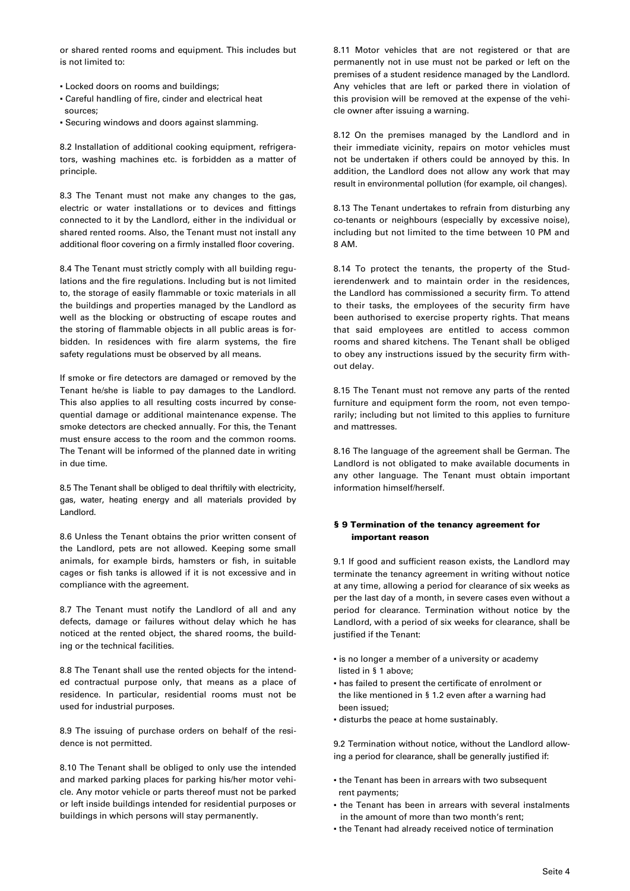or shared rented rooms and equipment. This includes but is not limited to:

- Locked doors on rooms and buildings;
- Careful handling of fire, cinder and electrical heat sources;
- Securing windows and doors against slamming.

8.2 Installation of additional cooking equipment, refrigerators, washing machines etc. is forbidden as a matter of principle.

8.3 The Tenant must not make any changes to the gas, electric or water installations or to devices and fittings connected to it by the Landlord, either in the individual or shared rented rooms. Also, the Tenant must not install any additional floor covering on a firmly installed floor covering.

8.4 The Tenant must strictly comply with all building regulations and the fire regulations. Including but is not limited to, the storage of easily flammable or toxic materials in all the buildings and properties managed by the Landlord as well as the blocking or obstructing of escape routes and the storing of flammable objects in all public areas is forbidden. In residences with fire alarm systems, the fire safety regulations must be observed by all means.

If smoke or fire detectors are damaged or removed by the Tenant he/she is liable to pay damages to the Landlord. This also applies to all resulting costs incurred by consequential damage or additional maintenance expense. The smoke detectors are checked annually. For this, the Tenant must ensure access to the room and the common rooms. The Tenant will be informed of the planned date in writing in due time.

8.5 The Tenant shall be obliged to deal thriftily with electricity, gas, water, heating energy and all materials provided by Landlord.

8.6 Unless the Tenant obtains the prior written consent of the Landlord, pets are not allowed. Keeping some small animals, for example birds, hamsters or fish, in suitable cages or fish tanks is allowed if it is not excessive and in compliance with the agreement.

8.7 The Tenant must notify the Landlord of all and any defects, damage or failures without delay which he has noticed at the rented object, the shared rooms, the building or the technical facilities.

8.8 The Tenant shall use the rented objects for the intended contractual purpose only, that means as a place of residence. In particular, residential rooms must not be used for industrial purposes.

8.9 The issuing of purchase orders on behalf of the residence is not permitted.

8.10 The Tenant shall be obliged to only use the intended and marked parking places for parking his/her motor vehicle. Any motor vehicle or parts thereof must not be parked or left inside buildings intended for residential purposes or buildings in which persons will stay permanently.

8.11 Motor vehicles that are not registered or that are permanently not in use must not be parked or left on the premises of a student residence managed by the Landlord. Any vehicles that are left or parked there in violation of this provision will be removed at the expense of the vehicle owner after issuing a warning.

8.12 On the premises managed by the Landlord and in their immediate vicinity, repairs on motor vehicles must not be undertaken if others could be annoyed by this. In addition, the Landlord does not allow any work that may result in environmental pollution (for example, oil changes).

8.13 The Tenant undertakes to refrain from disturbing any co-tenants or neighbours (especially by excessive noise), including but not limited to the time between 10 PM and 8 AM.

8.14 To protect the tenants, the property of the Studierendenwerk and to maintain order in the residences, the Landlord has commissioned a security firm. To attend to their tasks, the employees of the security firm have been authorised to exercise property rights. That means that said employees are entitled to access common rooms and shared kitchens. The Tenant shall be obliged to obey any instructions issued by the security firm without delay.

8.15 The Tenant must not remove any parts of the rented furniture and equipment form the room, not even temporarily; including but not limited to this applies to furniture and mattresses.

8.16 The language of the agreement shall be German. The Landlord is not obligated to make available documents in any other language. The Tenant must obtain important information himself/herself.

## § 9 Termination of the tenancy agreement for important reason

9.1 If good and sufficient reason exists, the Landlord may terminate the tenancy agreement in writing without notice at any time, allowing a period for clearance of six weeks as per the last day of a month, in severe cases even without a period for clearance. Termination without notice by the Landlord, with a period of six weeks for clearance, shall be justified if the Tenant:

- is no longer a member of a university or academy listed in § 1 above;
- has failed to present the certificate of enrolment or the like mentioned in § 1.2 even after a warning had been issued;
- disturbs the peace at home sustainably.

9.2 Termination without notice, without the Landlord allowing a period for clearance, shall be generally justified if:

- the Tenant has been in arrears with two subsequent rent payments;
- the Tenant has been in arrears with several instalments in the amount of more than two month's rent;
- the Tenant had already received notice of termination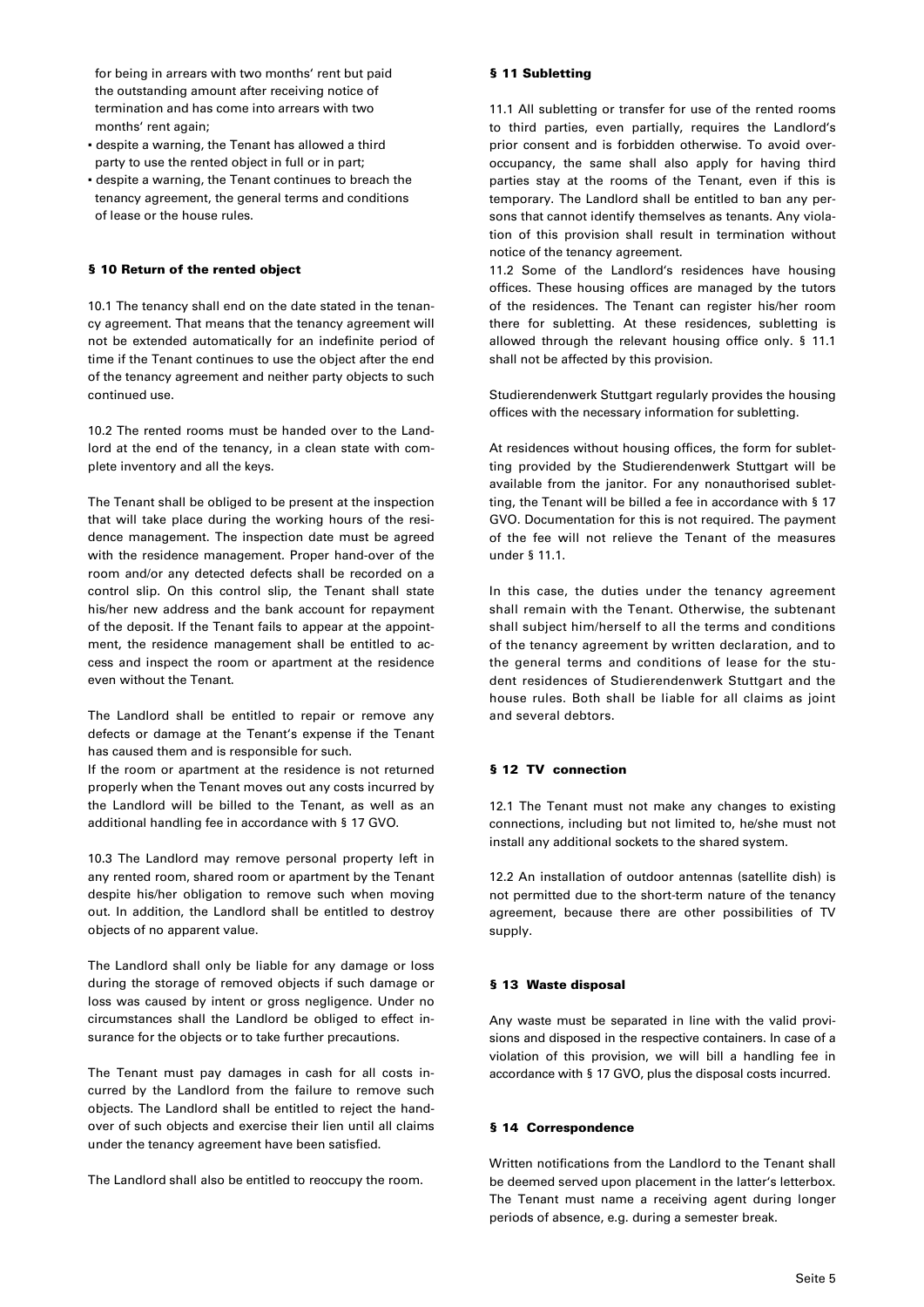for being in arrears with two months' rent but paid the outstanding amount after receiving notice of termination and has come into arrears with two months' rent again;

- despite a warning, the Tenant has allowed a third party to use the rented object in full or in part;
- despite a warning, the Tenant continues to breach the tenancy agreement, the general terms and conditions of lease or the house rules.

### § 10 Return of the rented object

10.1 The tenancy shall end on the date stated in the tenancy agreement. That means that the tenancy agreement will not be extended automatically for an indefinite period of time if the Tenant continues to use the object after the end of the tenancy agreement and neither party objects to such continued use.

10.2 The rented rooms must be handed over to the Landlord at the end of the tenancy, in a clean state with complete inventory and all the keys.

The Tenant shall be obliged to be present at the inspection that will take place during the working hours of the residence management. The inspection date must be agreed with the residence management. Proper hand-over of the room and/or any detected defects shall be recorded on a control slip. On this control slip, the Tenant shall state his/her new address and the bank account for repayment of the deposit. If the Tenant fails to appear at the appointment, the residence management shall be entitled to access and inspect the room or apartment at the residence even without the Tenant.

The Landlord shall be entitled to repair or remove any defects or damage at the Tenant's expense if the Tenant has caused them and is responsible for such.
If the room or apartment at the residence is not returned properly when the Tenant moves out any costs incurred by the Landlord will be billed to the Tenant, as well as an additional handling fee in accordance with § 17 GVO.

10.3 The Landlord may remove personal property left in any rented room, shared room or apartment by the Tenant despite his/her obligation to remove such when moving out. In addition, the Landlord shall be entitled to destroy objects of no apparent value.

The Landlord shall only be liable for any damage or loss during the storage of removed objects if such damage or loss was caused by intent or gross negligence. Under no circumstances shall the Landlord be obliged to effect insurance for the objects or to take further precautions.

The Tenant must pay damages in cash for all costs incurred by the Landlord from the failure to remove such objects. The Landlord shall be entitled to reject the handover of such objects and exercise their lien until all claims under the tenancy agreement have been satisfied.

The Landlord shall also be entitled to reoccupy the room.

### § 11 Subletting

11.1 All subletting or transfer for use of the rented rooms to third parties, even partially, requires the Landlord's prior consent and is forbidden otherwise. To avoid overoccupancy, the same shall also apply for having third parties stay at the rooms of the Tenant, even if this is temporary. The Landlord shall be entitled to ban any persons that cannot identify themselves as tenants. Any violation of this provision shall result in termination without notice of the tenancy agreement.

11.2 Some of the Landlord's residences have housing offices. These housing offices are managed by the tutors of the residences. The Tenant can register his/her room there for subletting. At these residences, subletting is allowed through the relevant housing office only. § 11.1 shall not be affected by this provision.

Studierendenwerk Stuttgart regularly provides the housing offices with the necessary information for subletting.

At residences without housing offices, the form for subletting provided by the Studierendenwerk Stuttgart will be available from the janitor. For any nonauthorised subletting, the Tenant will be billed a fee in accordance with § 17 GVO. Documentation for this is not required. The payment of the fee will not relieve the Tenant of the measures under § 11.1.

In this case, the duties under the tenancy agreement shall remain with the Tenant. Otherwise, the subtenant shall subject him/herself to all the terms and conditions of the tenancy agreement by written declaration, and to the general terms and conditions of lease for the student residences of Studierendenwerk Stuttgart and the house rules. Both shall be liable for all claims as joint and several debtors.

### § 12 TV connection

12.1 The Tenant must not make any changes to existing connections, including but not limited to, he/she must not install any additional sockets to the shared system.

12.2 An installation of outdoor antennas (satellite dish) is not permitted due to the short-term nature of the tenancy agreement, because there are other possibilities of TV supply.

### § 13 Waste disposal

Any waste must be separated in line with the valid provisions and disposed in the respective containers. In case of a violation of this provision, we will bill a handling fee in accordance with § 17 GVO, plus the disposal costs incurred.

### § 14 Correspondence

Written notifications from the Landlord to the Tenant shall be deemed served upon placement in the latter's letterbox. The Tenant must name a receiving agent during longer periods of absence, e.g. during a semester break.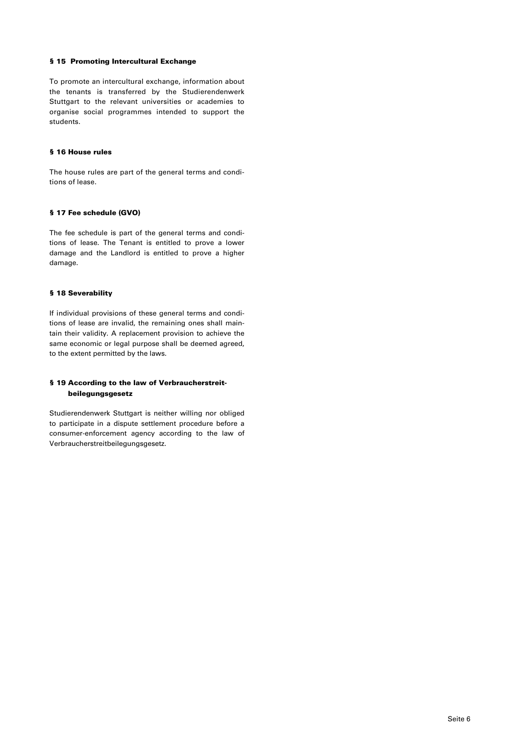### § 15 Promoting Intercultural Exchange

To promote an intercultural exchange, information about the tenants is transferred by the Studierendenwerk Stuttgart to the relevant universities or academies to organise social programmes intended to support the students.

### § 16 House rules

The house rules are part of the general terms and conditions of lease.

### § 17 Fee schedule (GVO)

The fee schedule is part of the general terms and conditions of lease. The Tenant is entitled to prove a lower damage and the Landlord is entitled to prove a higher damage.

### § 18 Severability

If individual provisions of these general terms and conditions of lease are invalid, the remaining ones shall maintain their validity. A replacement provision to achieve the same economic or legal purpose shall be deemed agreed, to the extent permitted by the laws.

### § 19 According to the law of Verbraucherstreitbeilegungsgesetz

Studierendenwerk Stuttgart is neither willing nor obliged to participate in a dispute settlement procedure before a consumer-enforcement agency according to the law of Verbraucherstreitbeilegungsgesetz.